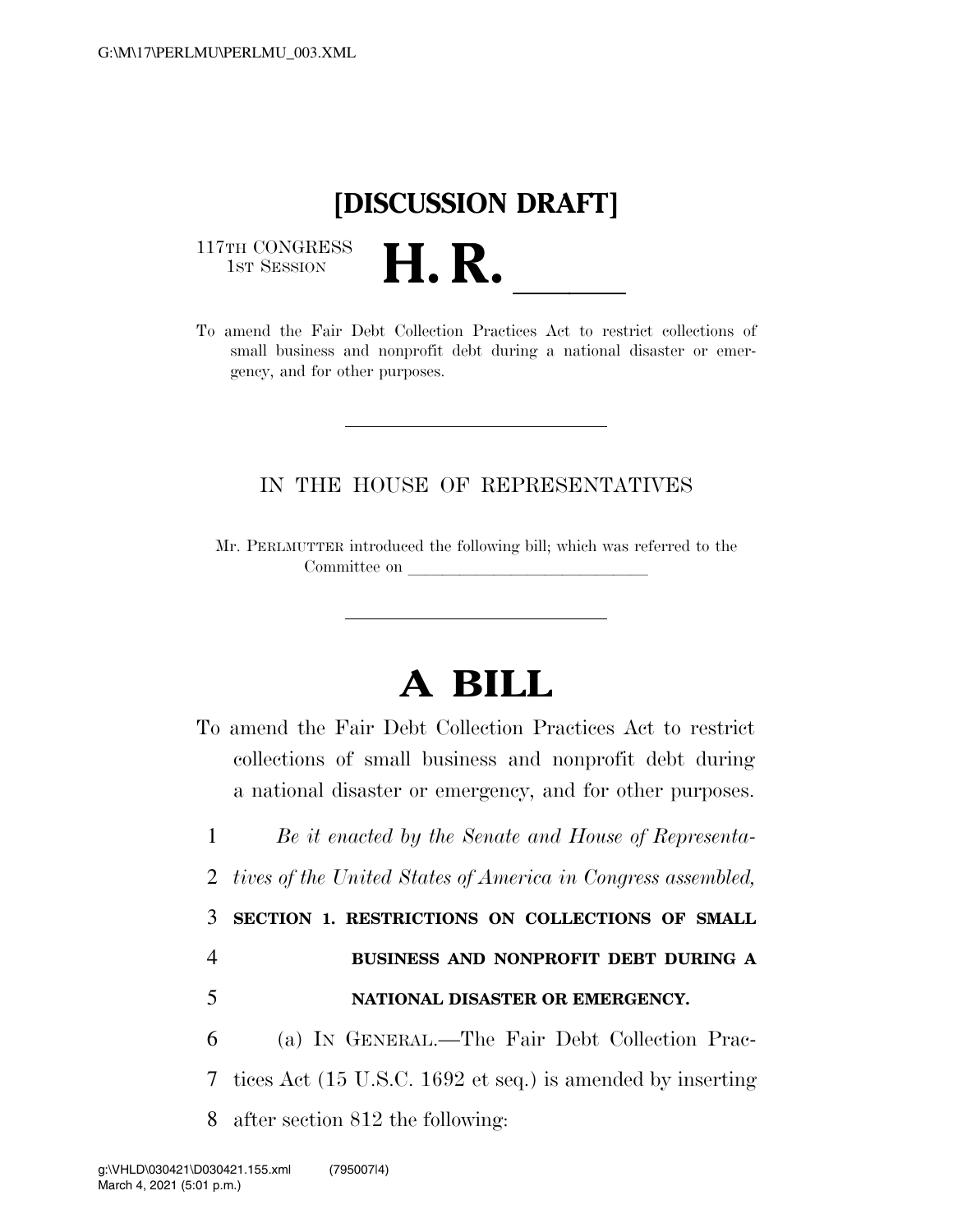# [DISCUSSION DRAFT]

117TH CONGRESS
1ST SESSION

# H. R. \_\_\_\_\_

To amend the Fair Debt Collection Practices Act to restrict collections of small business and nonprofit debt during a national disaster or emergency, and for other purposes.

---

IN THE HOUSE OF REPRESENTATIVES

Mr. PERLMUTTER introduced the following bill; which was referred to the Committee on \_\_\_\_\_\_\_\_\_\_\_\_\_\_\_\_\_\_\_\_\_\_\_\_\_\_\_\_\_\_

---

# A BILL

To amend the Fair Debt Collection Practices Act to restrict collections of small business and nonprofit debt during a national disaster or emergency, and for other purposes.

1 *Be it enacted by the Senate and House of Representa-*
2 *tives of the United States of America in Congress assembled,*

3 **SECTION 1. RESTRICTIONS ON COLLECTIONS OF SMALL**
4 **BUSINESS AND NONPROFIT DEBT DURING A**
5 **NATIONAL DISASTER OR EMERGENCY.**

6 (a) IN GENERAL.—The Fair Debt Collection Prac-
7 tices Act (15 U.S.C. 1692 et seq.) is amended by inserting
8 after section 812 the following: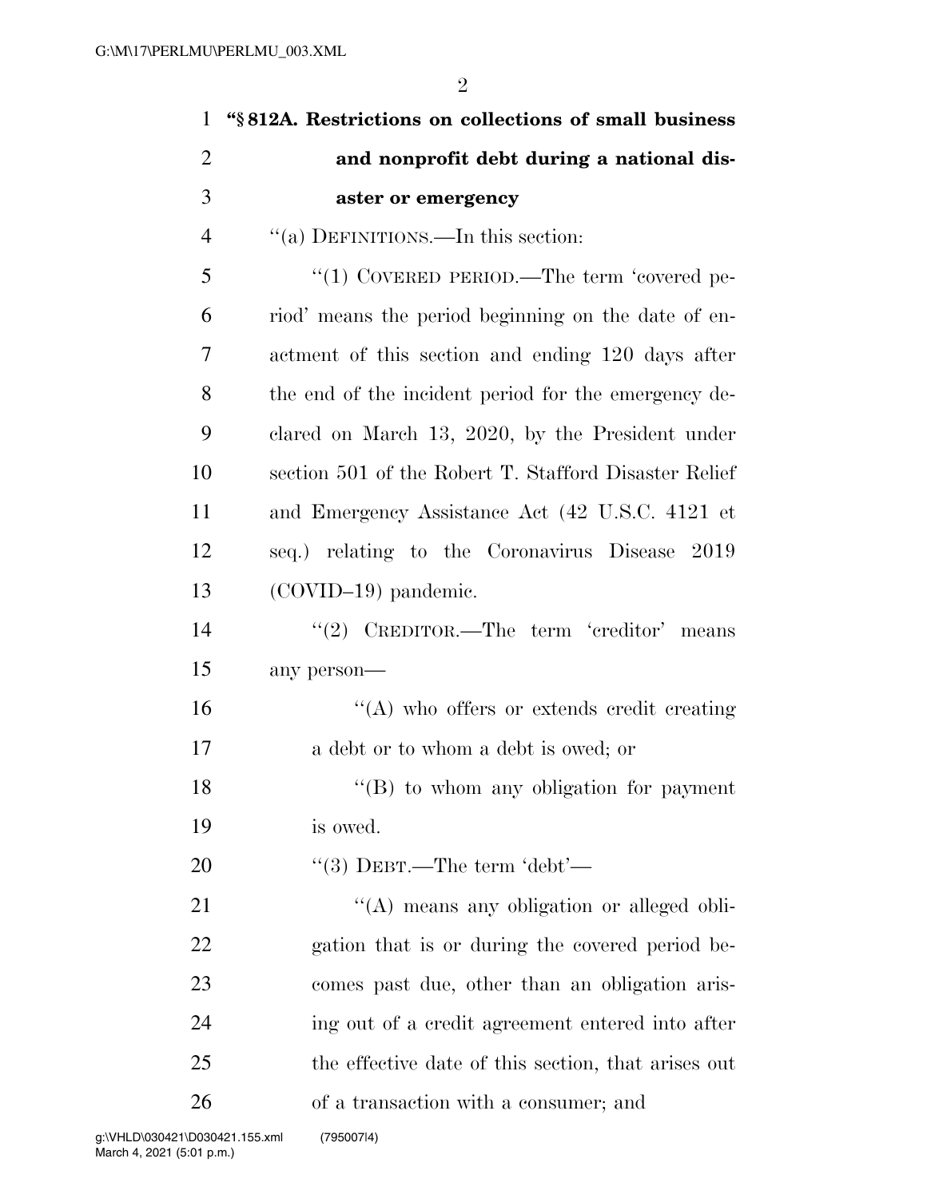**"§ 812A. Restrictions on collections of small business and nonprofit debt during a national disaster or emergency**

"(a) DEFINITIONS.—In this section:

"(1) COVERED PERIOD.—The term 'covered period' means the period beginning on the date of enactment of this section and ending 120 days after the end of the incident period for the emergency declared on March 13, 2020, by the President under section 501 of the Robert T. Stafford Disaster Relief and Emergency Assistance Act (42 U.S.C. 4121 et seq.) relating to the Coronavirus Disease 2019 (COVID–19) pandemic.

"(2) CREDITOR.—The term 'creditor' means any person—

"(A) who offers or extends credit creating a debt or to whom a debt is owed; or

"(B) to whom any obligation for payment is owed.

"(3) DEBT.—The term 'debt'—

"(A) means any obligation or alleged obligation that is or during the covered period becomes past due, other than an obligation arising out of a credit agreement entered into after the effective date of this section, that arises out of a transaction with a consumer; and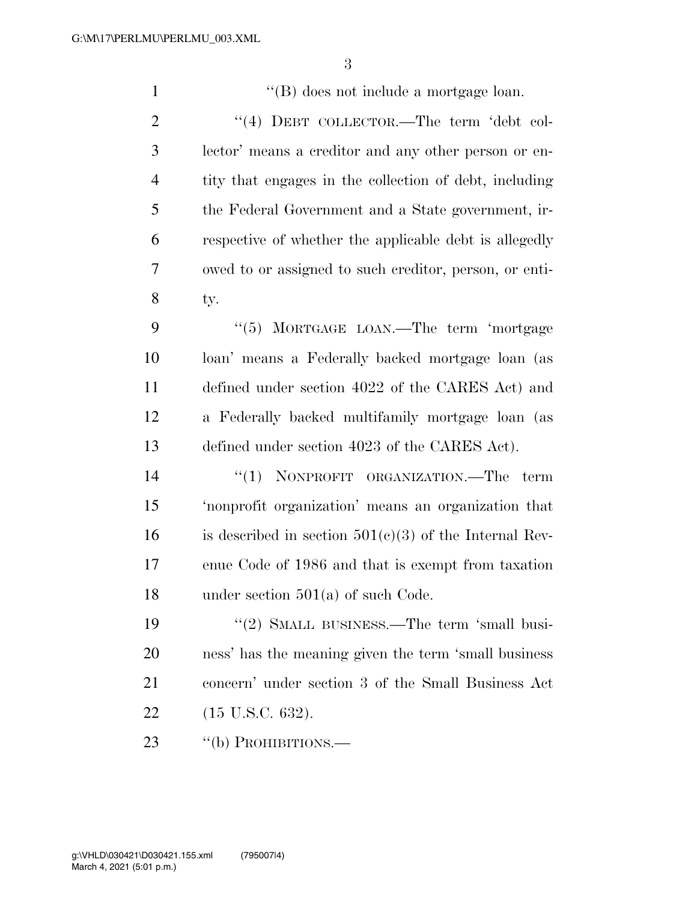"(B) does not include a mortgage loan.

"(4) DEBT COLLECTOR.—The term 'debt collector' means a creditor and any other person or entity that engages in the collection of debt, including the Federal Government and a State government, irrespective of whether the applicable debt is allegedly owed to or assigned to such creditor, person, or entity.

"(5) MORTGAGE LOAN.—The term 'mortgage loan' means a Federally backed mortgage loan (as defined under section 4022 of the CARES Act) and a Federally backed multifamily mortgage loan (as defined under section 4023 of the CARES Act).

"(1) NONPROFIT ORGANIZATION.—The term 'nonprofit organization' means an organization that is described in section 501(c)(3) of the Internal Revenue Code of 1986 and that is exempt from taxation under section 501(a) of such Code.

"(2) SMALL BUSINESS.—The term 'small business' has the meaning given the term 'small business concern' under section 3 of the Small Business Act (15 U.S.C. 632).

"(b) PROHIBITIONS.—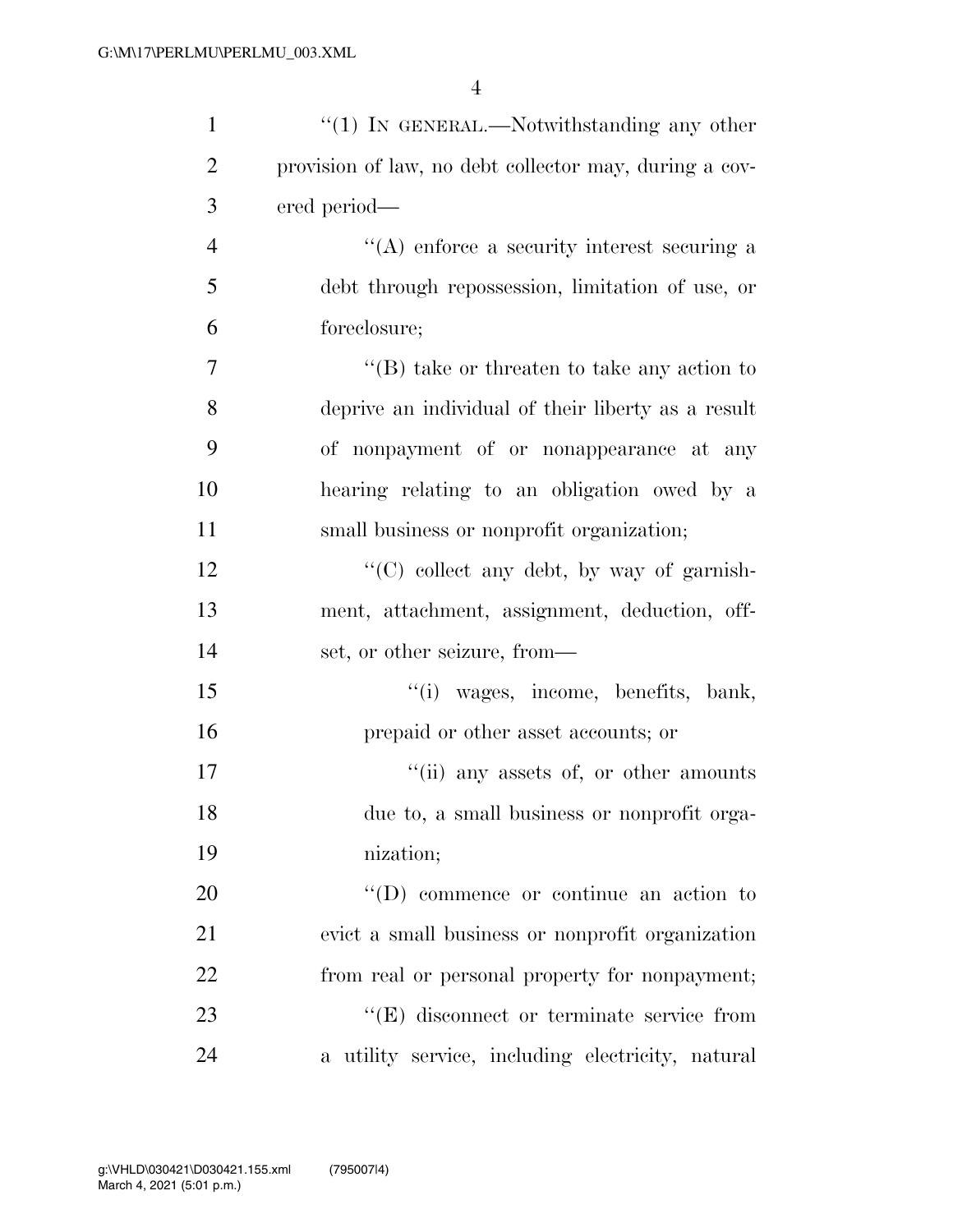"(1) IN GENERAL.—Notwithstanding any other provision of law, no debt collector may, during a covered period—

"(A) enforce a security interest securing a debt through repossession, limitation of use, or foreclosure;

"(B) take or threaten to take any action to deprive an individual of their liberty as a result of nonpayment of or nonappearance at any hearing relating to an obligation owed by a small business or nonprofit organization;

"(C) collect any debt, by way of garnishment, attachment, assignment, deduction, offset, or other seizure, from—

"(i) wages, income, benefits, bank, prepaid or other asset accounts; or

"(ii) any assets of, or other amounts due to, a small business or nonprofit organization;

"(D) commence or continue an action to evict a small business or nonprofit organization from real or personal property for nonpayment;

"(E) disconnect or terminate service from a utility service, including electricity, natural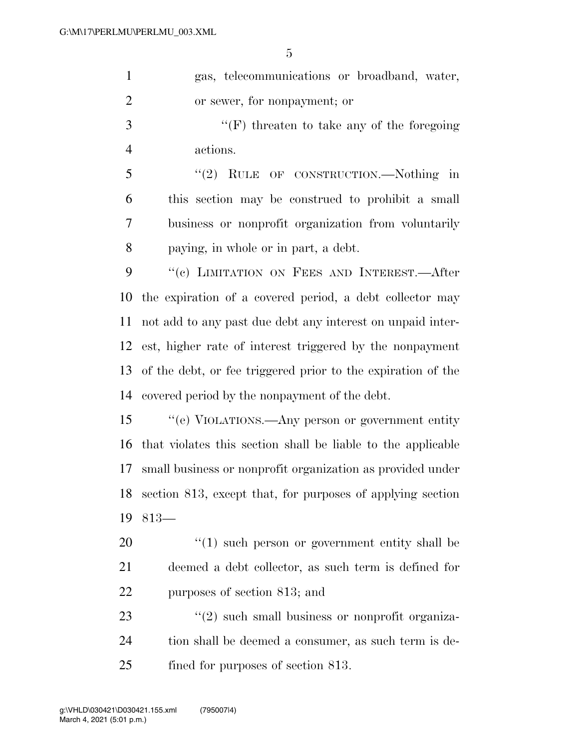gas, telecommunications or broadband, water, or sewer, for nonpayment; or

"(F) threaten to take any of the foregoing actions.

"(2) RULE OF CONSTRUCTION.—Nothing in this section may be construed to prohibit a small business or nonprofit organization from voluntarily paying, in whole or in part, a debt.

"(c) LIMITATION ON FEES AND INTEREST.—After the expiration of a covered period, a debt collector may not add to any past due debt any interest on unpaid interest, higher rate of interest triggered by the nonpayment of the debt, or fee triggered prior to the expiration of the covered period by the nonpayment of the debt.

"(e) VIOLATIONS.—Any person or government entity that violates this section shall be liable to the applicable small business or nonprofit organization as provided under section 813, except that, for purposes of applying section 813—

"(1) such person or government entity shall be deemed a debt collector, as such term is defined for purposes of section 813; and

"(2) such small business or nonprofit organization shall be deemed a consumer, as such term is defined for purposes of section 813.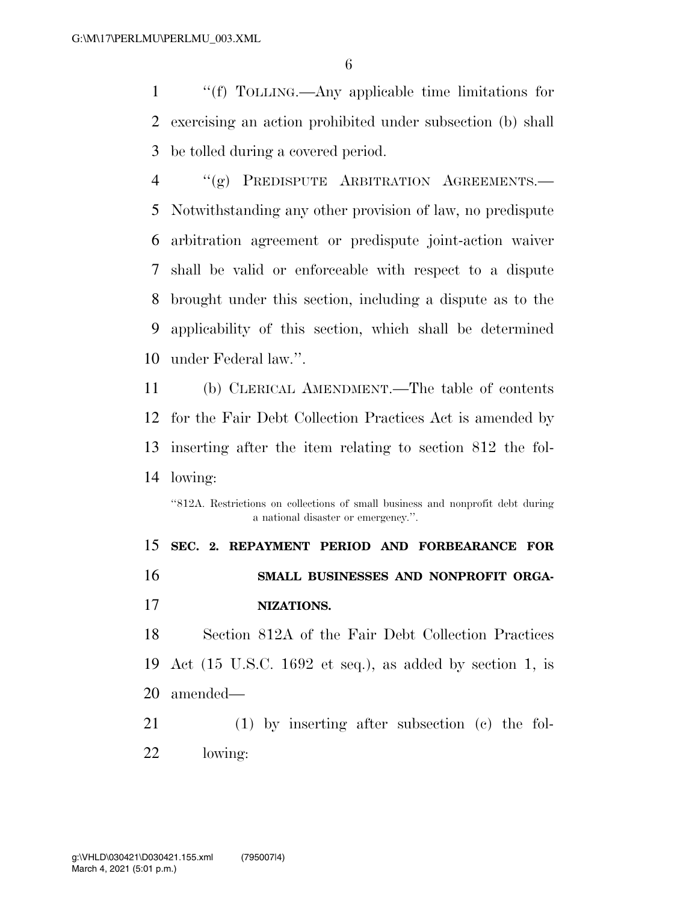"(f) TOLLING.—Any applicable time limitations for exercising an action prohibited under subsection (b) shall be tolled during a covered period.

"(g) PREDISPUTE ARBITRATION AGREEMENTS.—Notwithstanding any other provision of law, no predispute arbitration agreement or predispute joint-action waiver shall be valid or enforceable with respect to a dispute brought under this section, including a dispute as to the applicability of this section, which shall be determined under Federal law.".

(b) CLERICAL AMENDMENT.—The table of contents for the Fair Debt Collection Practices Act is amended by inserting after the item relating to section 812 the following:

"812A. Restrictions on collections of small business and nonprofit debt during a national disaster or emergency.".

**SEC. 2. REPAYMENT PERIOD AND FORBEARANCE FOR SMALL BUSINESSES AND NONPROFIT ORGANIZATIONS.**

Section 812A of the Fair Debt Collection Practices Act (15 U.S.C. 1692 et seq.), as added by section 1, is amended—

(1) by inserting after subsection (c) the following: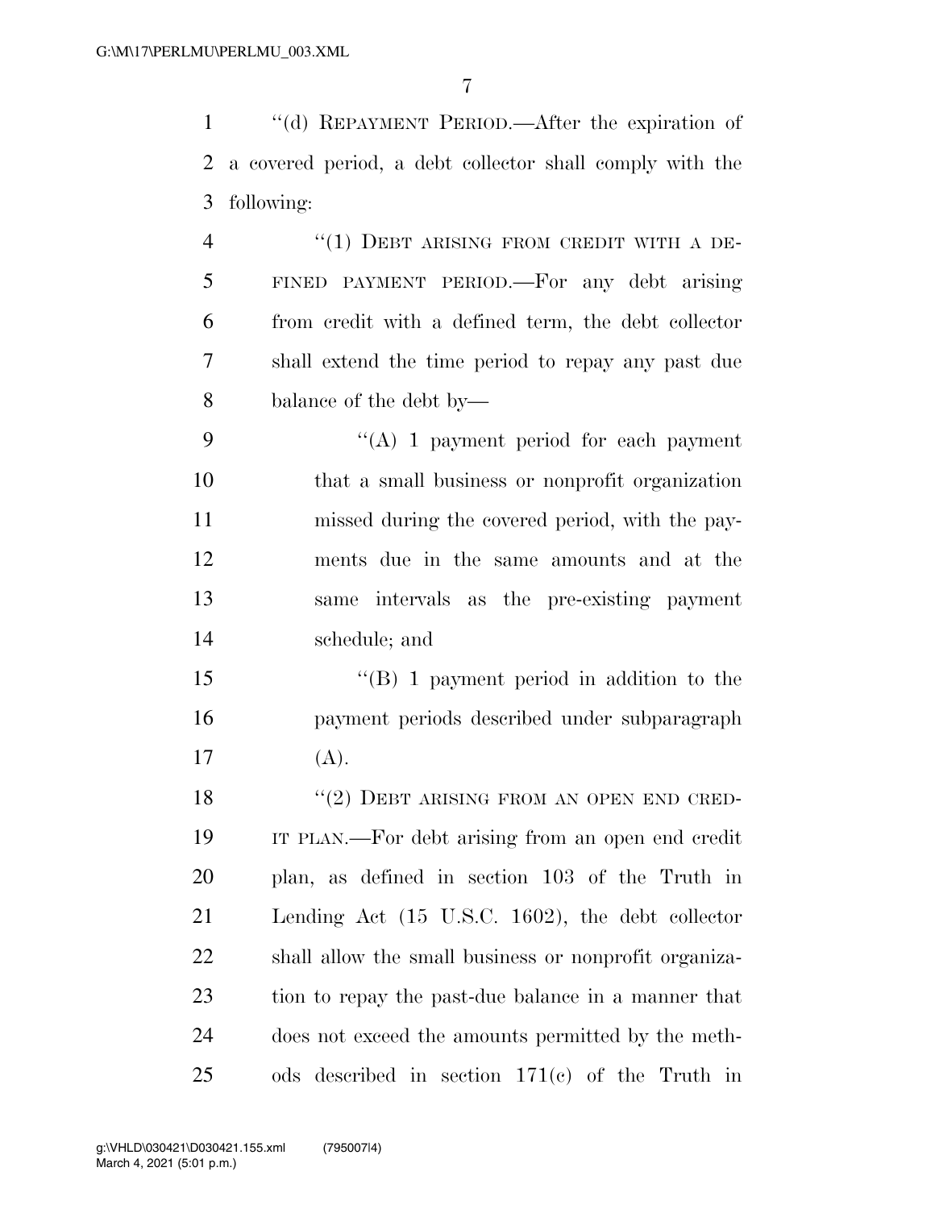"(d) REPAYMENT PERIOD.—After the expiration of a covered period, a debt collector shall comply with the following:

"(1) DEBT ARISING FROM CREDIT WITH A DEFINED PAYMENT PERIOD.—For any debt arising from credit with a defined term, the debt collector shall extend the time period to repay any past due balance of the debt by—

"(A) 1 payment period for each payment that a small business or nonprofit organization missed during the covered period, with the payments due in the same amounts and at the same intervals as the pre-existing payment schedule; and

"(B) 1 payment period in addition to the payment periods described under subparagraph (A).

"(2) DEBT ARISING FROM AN OPEN END CREDIT PLAN.—For debt arising from an open end credit plan, as defined in section 103 of the Truth in Lending Act (15 U.S.C. 1602), the debt collector shall allow the small business or nonprofit organization to repay the past-due balance in a manner that does not exceed the amounts permitted by the methods described in section 171(c) of the Truth in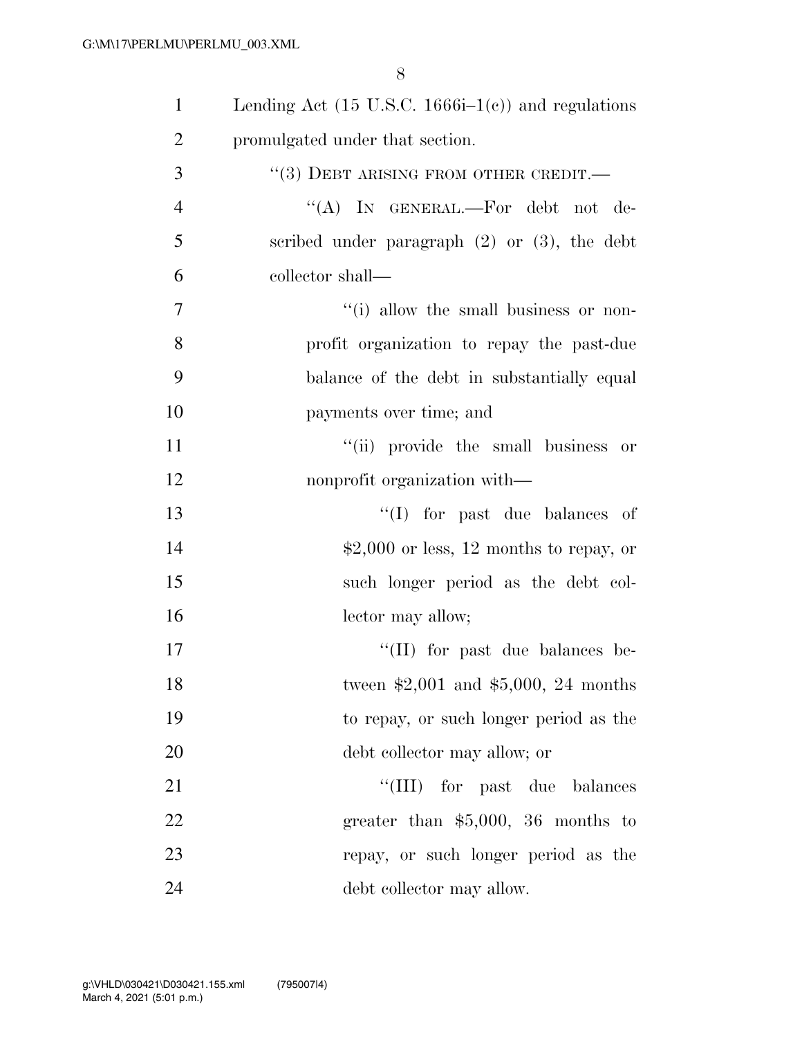Lending Act (15 U.S.C. 1666i–1(c)) and regulations promulgated under that section.

"(3) DEBT ARISING FROM OTHER CREDIT.—

"(A) IN GENERAL.—For debt not described under paragraph (2) or (3), the debt collector shall—

"(i) allow the small business or nonprofit organization to repay the past-due balance of the debt in substantially equal payments over time; and

"(ii) provide the small business or nonprofit organization with—

"(I) for past due balances of $2,000 or less, 12 months to repay, or such longer period as the debt collector may allow;

"(II) for past due balances between $2,001 and $5,000, 24 months to repay, or such longer period as the debt collector may allow; or

"(III) for past due balances greater than $5,000, 36 months to repay, or such longer period as the debt collector may allow.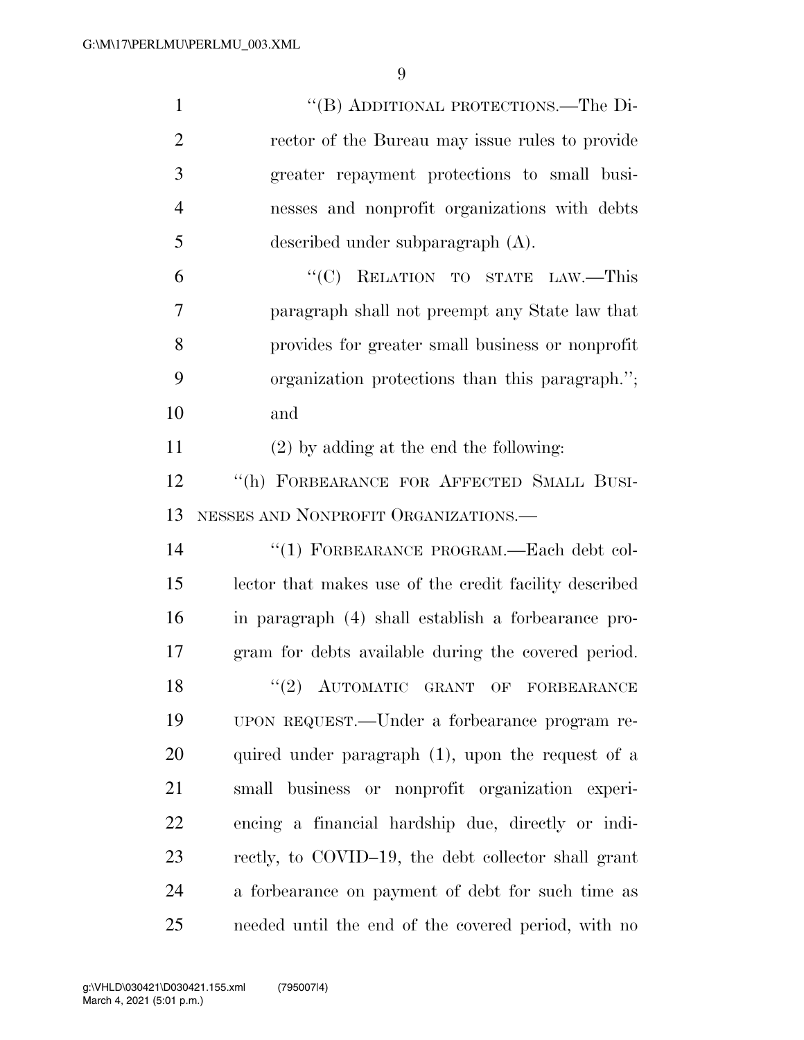"(B) ADDITIONAL PROTECTIONS.—The Director of the Bureau may issue rules to provide greater repayment protections to small businesses and nonprofit organizations with debts described under subparagraph (A).

"(C) RELATION TO STATE LAW.—This paragraph shall not preempt any State law that provides for greater small business or nonprofit organization protections than this paragraph."; and

(2) by adding at the end the following:

"(h) FORBEARANCE FOR AFFECTED SMALL BUSINESSES AND NONPROFIT ORGANIZATIONS.—

"(1) FORBEARANCE PROGRAM.—Each debt collector that makes use of the credit facility described in paragraph (4) shall establish a forbearance program for debts available during the covered period.

"(2) AUTOMATIC GRANT OF FORBEARANCE UPON REQUEST.—Under a forbearance program required under paragraph (1), upon the request of a small business or nonprofit organization experiencing a financial hardship due, directly or indirectly, to COVID–19, the debt collector shall grant a forbearance on payment of debt for such time as needed until the end of the covered period, with no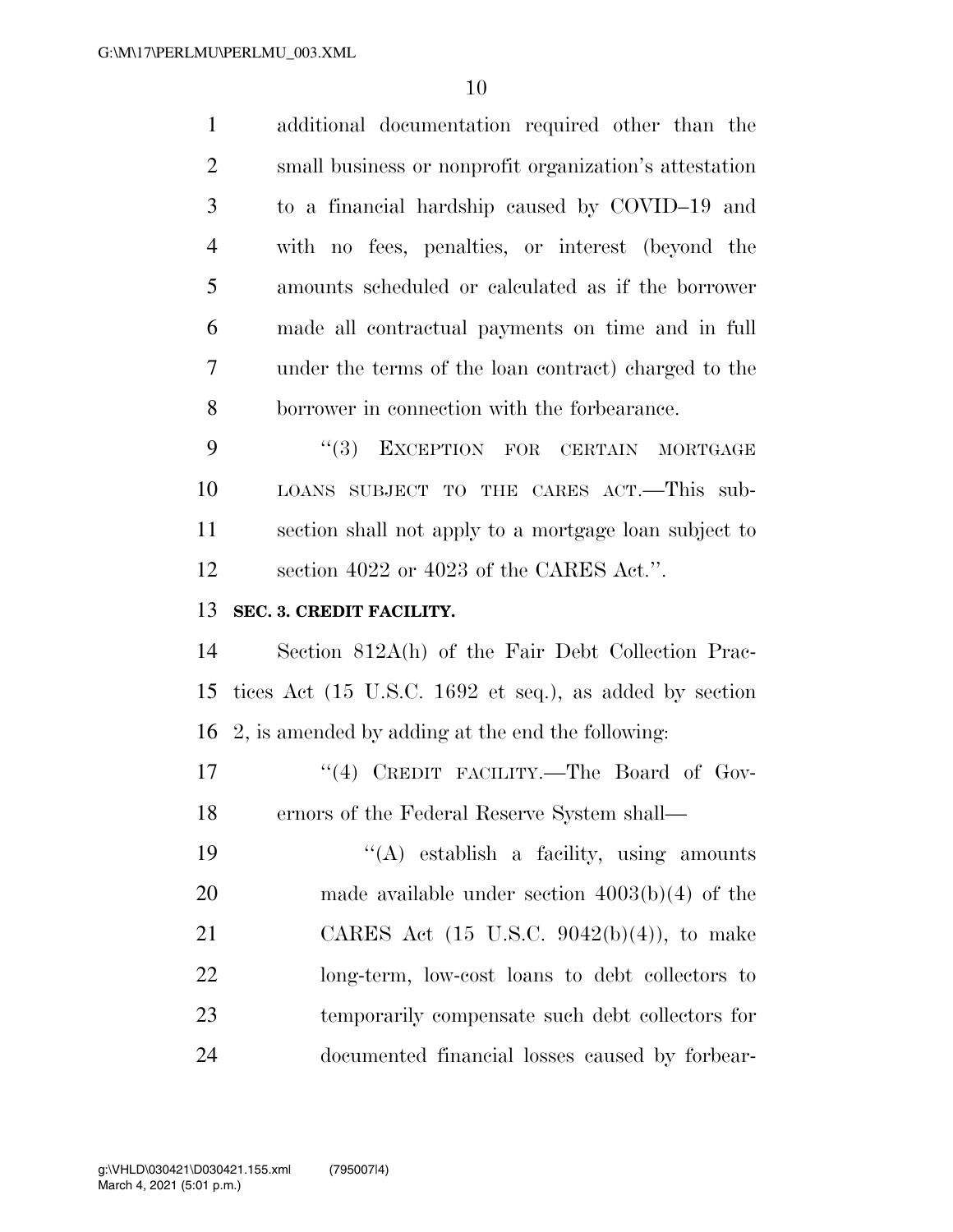additional documentation required other than the small business or nonprofit organization's attestation to a financial hardship caused by COVID–19 and with no fees, penalties, or interest (beyond the amounts scheduled or calculated as if the borrower made all contractual payments on time and in full under the terms of the loan contract) charged to the borrower in connection with the forbearance.

"(3) EXCEPTION FOR CERTAIN MORTGAGE LOANS SUBJECT TO THE CARES ACT.—This subsection shall not apply to a mortgage loan subject to section 4022 or 4023 of the CARES Act.".

**SEC. 3. CREDIT FACILITY.**

Section 812A(h) of the Fair Debt Collection Practices Act (15 U.S.C. 1692 et seq.), as added by section 2, is amended by adding at the end the following:

"(4) CREDIT FACILITY.—The Board of Governors of the Federal Reserve System shall—

"(A) establish a facility, using amounts made available under section 4003(b)(4) of the CARES Act (15 U.S.C. 9042(b)(4)), to make long-term, low-cost loans to debt collectors to temporarily compensate such debt collectors for documented financial losses caused by forbear-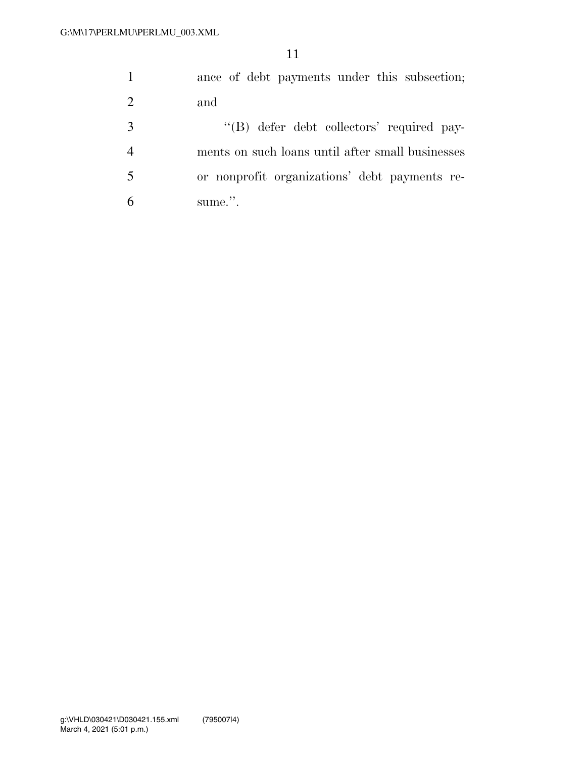ance of debt payments under this subsection; and

''(B) defer debt collectors' required payments on such loans until after small businesses or nonprofit organizations' debt payments resume.''.